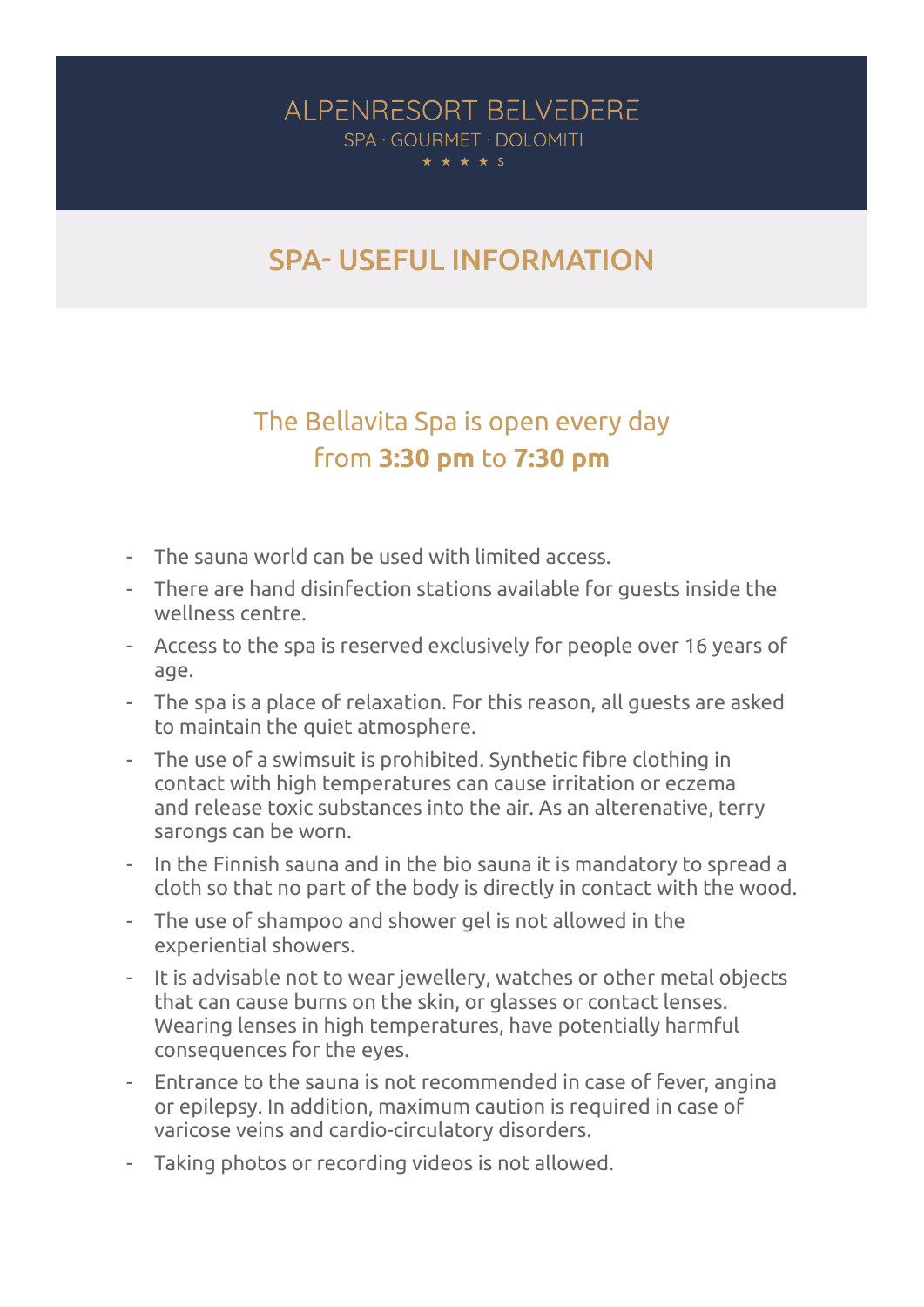ALPENRESORT BELVEDERE

SPA · GOURMET · DOLOMITI

★ ★ ★ ★ S

# SPA- USEFUL INFORMATION

## The Bellavita Spa is open every day from **3:30 pm** to **7:30 pm**

- The sauna world can be used with limited access.
- There are hand disinfection stations available for guests inside the wellness centre.
- Access to the spa is reserved exclusively for people over 16 years of age.
- The spa is a place of relaxation. For this reason, all guests are asked to maintain the quiet atmosphere.
- The use of a swimsuit is prohibited. Synthetic fibre clothing in contact with high temperatures can cause irritation or eczema and release toxic substances into the air. As an alterenative, terry sarongs can be worn.
- In the Finnish sauna and in the bio sauna it is mandatory to spread a cloth so that no part of the body is directly in contact with the wood.
- The use of shampoo and shower gel is not allowed in the experiential showers.
- It is advisable not to wear jewellery, watches or other metal objects that can cause burns on the skin, or glasses or contact lenses. Wearing lenses in high temperatures, have potentially harmful consequences for the eyes.
- Entrance to the sauna is not recommended in case of fever, angina or epilepsy. In addition, maximum caution is required in case of varicose veins and cardio-circulatory disorders.
- Taking photos or recording videos is not allowed.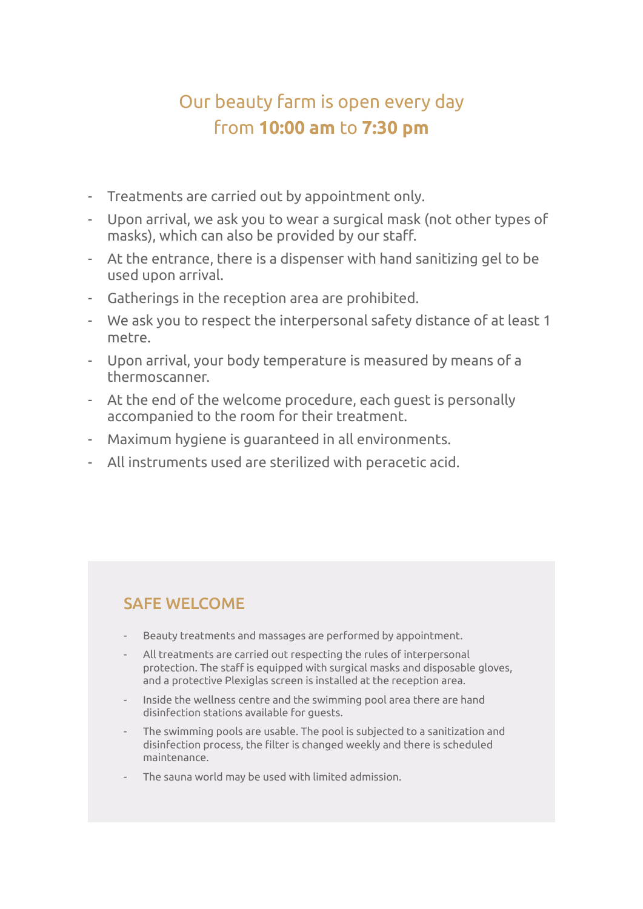## Our beauty farm is open every day from **10:00 am** to **7:30 pm**

- Treatments are carried out by appointment only.
- Upon arrival, we ask you to wear a surgical mask (not other types of masks), which can also be provided by our staff.
- At the entrance, there is a dispenser with hand sanitizing gel to be used upon arrival.
- Gatherings in the reception area are prohibited.
- We ask you to respect the interpersonal safety distance of at least 1 metre.
- Upon arrival, your body temperature is measured by means of a thermoscanner.
- At the end of the welcome procedure, each guest is personally accompanied to the room for their treatment.
- Maximum hygiene is guaranteed in all environments.
- All instruments used are sterilized with peracetic acid.

### SAFE WELCOME

- Beauty treatments and massages are performed by appointment.
- All treatments are carried out respecting the rules of interpersonal protection. The staff is equipped with surgical masks and disposable gloves, and a protective Plexiglas screen is installed at the reception area.
- Inside the wellness centre and the swimming pool area there are hand disinfection stations available for guests.
- The swimming pools are usable. The pool is subjected to a sanitization and disinfection process, the filter is changed weekly and there is scheduled maintenance.
- The sauna world may be used with limited admission.